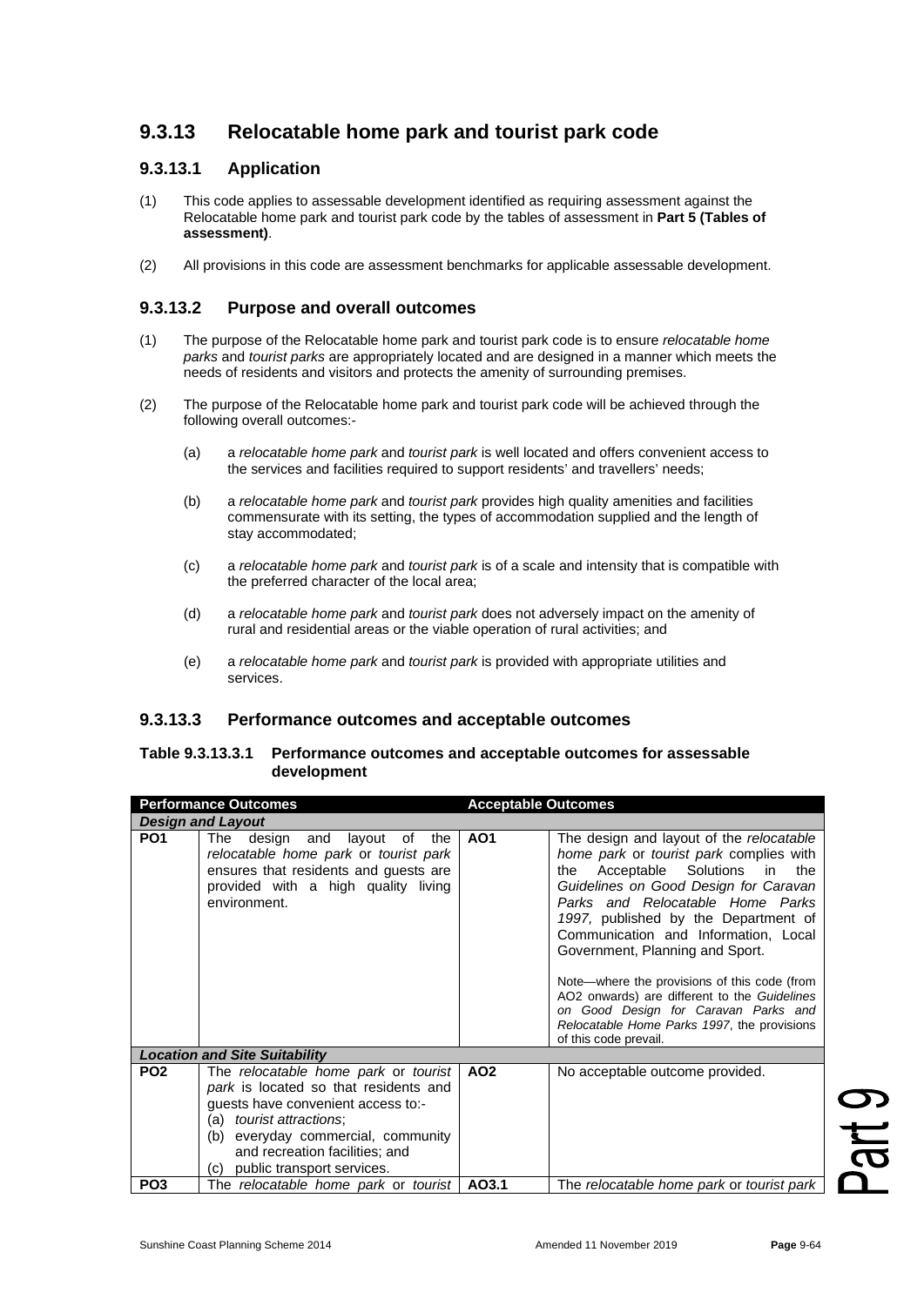## 9.3.13 Relocatable home park and tourist park code

### 9.3.13.1 Application

(1) This code applies to assessable development identified as requiring assessment against the Relocatable home park and tourist park code by the tables of assessment in **Part 5 (Tables of assessment)**.

(2) All provisions in this code are assessment benchmarks for applicable assessable development.

### 9.3.13.2 Purpose and overall outcomes

(1) The purpose of the Relocatable home park and tourist park code is to ensure *relocatable home parks* and *tourist parks* are appropriately located and are designed in a manner which meets the needs of residents and visitors and protects the amenity of surrounding premises.

(2) The purpose of the Relocatable home park and tourist park code will be achieved through the following overall outcomes:-

(a) a *relocatable home park* and *tourist park* is well located and offers convenient access to the services and facilities required to support residents' and travellers' needs;

(b) a *relocatable home park* and *tourist park* provides high quality amenities and facilities commensurate with its setting, the types of accommodation supplied and the length of stay accommodated;

(c) a *relocatable home park* and *tourist park* is of a scale and intensity that is compatible with the preferred character of the local area;

(d) a *relocatable home park* and *tourist park* does not adversely impact on the amenity of rural and residential areas or the viable operation of rural activities; and

(e) a *relocatable home park* and *tourist park* is provided with appropriate utilities and services.

### 9.3.13.3 Performance outcomes and acceptable outcomes

**Table 9.3.13.3.1 Performance outcomes and acceptable outcomes for assessable development**

| Performance Outcomes | | Acceptable Outcomes | |
|---|---|---|---|
| ***Design and Layout*** | | | |
| **PO1** | The design and layout of the *relocatable home park* or *tourist park* ensures that residents and guests are provided with a high quality living environment. | **AO1** | The design and layout of the *relocatable home park* or *tourist park* complies with the Acceptable Solutions in the *Guidelines on Good Design for Caravan Parks and Relocatable Home Parks 1997,* published by the Department of Communication and Information, Local Government, Planning and Sport.<br><br>Note—where the provisions of this code (from AO2 onwards) are different to the *Guidelines on Good Design for Caravan Parks and Relocatable Home Parks 1997*, the provisions of this code prevail. |
| ***Location and Site Suitability*** | | | |
| **PO2** | The *relocatable home park* or *tourist park* is located so that residents and guests have convenient access to:-<br>(a) *tourist attractions*;<br>(b) everyday commercial, community and recreation facilities; and<br>(c) public transport services. | **AO2** | No acceptable outcome provided. |
| **PO3** | The *relocatable home park* or *tourist* | **AO3.1** | The *relocatable home park* or *tourist park* |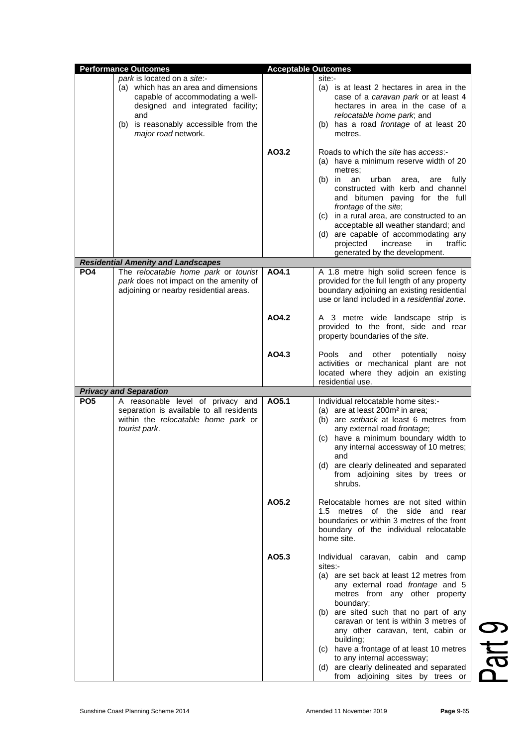| Performance Outcomes | | Acceptable Outcomes | |
|---|---|---|---|
| | *park* is located on a *site*:-<br>(a) which has an area and dimensions capable of accommodating a well-designed and integrated facility; and<br>(b) is reasonably accessible from the *major road* network. | | site:-<br>(a) is at least 2 hectares in area in the case of a *caravan park* or at least 4 hectares in area in the case of a *relocatable home park*; and<br>(b) has a road *frontage* of at least 20 metres. |
| | | AO3.2 | Roads to which the *site* has *access*:-<br>(a) have a minimum reserve width of 20 metres;<br>(b) in an urban area, are fully constructed with kerb and channel and bitumen paving for the full *frontage* of the *site*;<br>(c) in a rural area, are constructed to an acceptable all weather standard; and<br>(d) are capable of accommodating any projected increase in traffic generated by the development. |
| ***Residential Amenity and Landscapes*** | | | |
| **PO4** | The *relocatable home park* or *tourist park* does not impact on the amenity of adjoining or nearby residential areas. | AO4.1 | A 1.8 metre high solid screen fence is provided for the full length of any property boundary adjoining an existing residential use or land included in a *residential zone*. |
| | | AO4.2 | A 3 metre wide landscape strip is provided to the front, side and rear property boundaries of the *site*. |
| | | AO4.3 | Pools and other potentially noisy activities or mechanical plant are not located where they adjoin an existing residential use. |
| ***Privacy and Separation*** | | | |
| **PO5** | A reasonable level of privacy and separation is available to all residents within the *relocatable home park* or *tourist park*. | AO5.1 | Individual relocatable home sites:-<br>(a) are at least 200m² in area;<br>(b) are *setback* at least 6 metres from any external road *frontage*;<br>(c) have a minimum boundary width to any internal accessway of 10 metres; and<br>(d) are clearly delineated and separated from adjoining sites by trees or shrubs. |
| | | AO5.2 | Relocatable homes are not sited within 1.5 metres of the side and rear boundaries or within 3 metres of the front boundary of the individual relocatable home site. |
| | | AO5.3 | Individual caravan, cabin and camp sites:-<br>(a) are set back at least 12 metres from any external road *frontage* and 5 metres from any other property boundary;<br>(b) are sited such that no part of any caravan or tent is within 3 metres of any other caravan, tent, cabin or building;<br>(c) have a frontage of at least 10 metres to any internal accessway;<br>(d) are clearly delineated and separated from adjoining sites by trees or |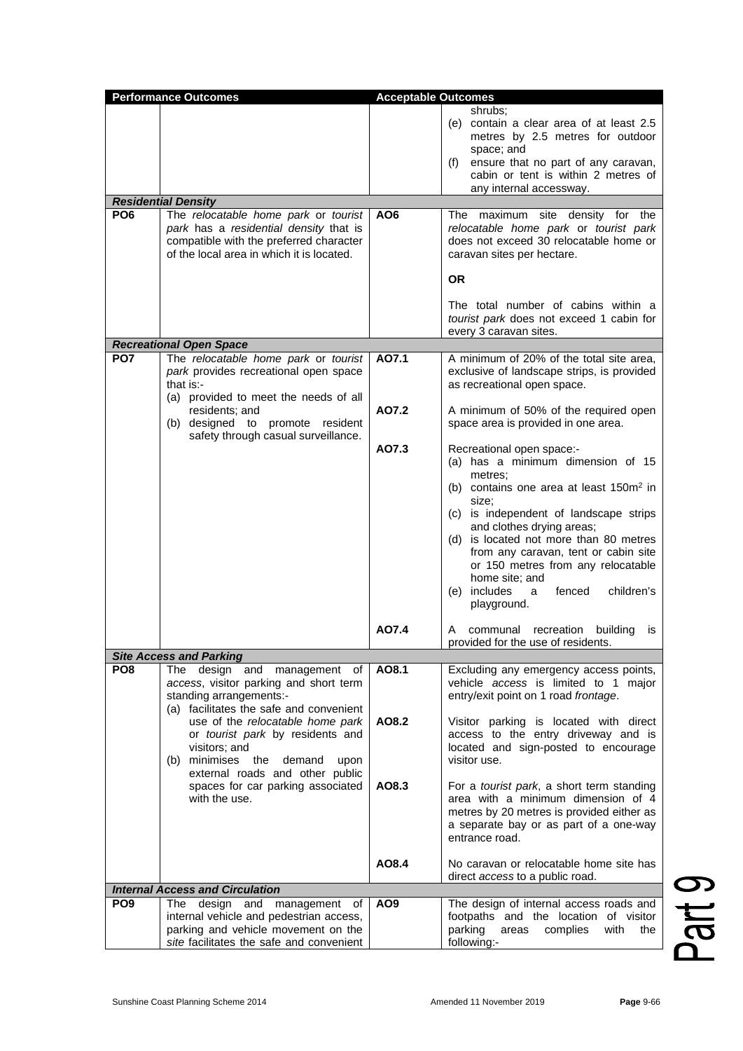| Performance Outcomes | | Acceptable Outcomes | |
|---|---|---|---|
| | | | shrubs;<br>(e) contain a clear area of at least 2.5 metres by 2.5 metres for outdoor space; and<br>(f) ensure that no part of any caravan, cabin or tent is within 2 metres of any internal accessway. |
| ***Residential Density*** | | | |
| **PO6** | The *relocatable home park* or *tourist park* has a *residential density* that is compatible with the preferred character of the local area in which it is located. | **AO6** | The maximum site density for the *relocatable home park* or *tourist park* does not exceed 30 relocatable home or caravan sites per hectare.<br><br>**OR**<br><br>The total number of cabins within a *tourist park* does not exceed 1 cabin for every 3 caravan sites. |
| ***Recreational Open Space*** | | | |
| **PO7** | The *relocatable home park* or *tourist park* provides recreational open space that is:-<br>(a) provided to meet the needs of all residents; and<br>(b) designed to promote resident safety through casual surveillance. | **AO7.1** | A minimum of 20% of the total site area, exclusive of landscape strips, is provided as recreational open space. |
| | | **AO7.2** | A minimum of 50% of the required open space area is provided in one area. |
| | | **AO7.3** | Recreational open space:-<br>(a) has a minimum dimension of 15 metres;<br>(b) contains one area at least 150m$^2$ in size;<br>(c) is independent of landscape strips and clothes drying areas;<br>(d) is located not more than 80 metres from any caravan, tent or cabin site or 150 metres from any relocatable home site; and<br>(e) includes a fenced children's playground. |
| | | **AO7.4** | A communal recreation building is provided for the use of residents. |
| ***Site Access and Parking*** | | | |
| **PO8** | The design and management of *access*, visitor parking and short term standing arrangements:-<br>(a) facilitates the safe and convenient use of the *relocatable home park* or *tourist park* by residents and visitors; and<br>(b) minimises the demand upon external roads and other public spaces for car parking associated with the use. | **AO8.1** | Excluding any emergency access points, vehicle *access* is limited to 1 major entry/exit point on 1 road *frontage*. |
| | | **AO8.2** | Visitor parking is located with direct access to the entry driveway and is located and sign-posted to encourage visitor use. |
| | | **AO8.3** | For a *tourist park*, a short term standing area with a minimum dimension of 4 metres by 20 metres is provided either as a separate bay or as part of a one-way entrance road. |
| | | **AO8.4** | No caravan or relocatable home site has direct *access* to a public road. |
| ***Internal Access and Circulation*** | | | |
| **PO9** | The design and management of internal vehicle and pedestrian access, parking and vehicle movement on the *site* facilitates the safe and convenient | **AO9** | The design of internal access roads and footpaths and the location of visitor parking areas complies with the following:- |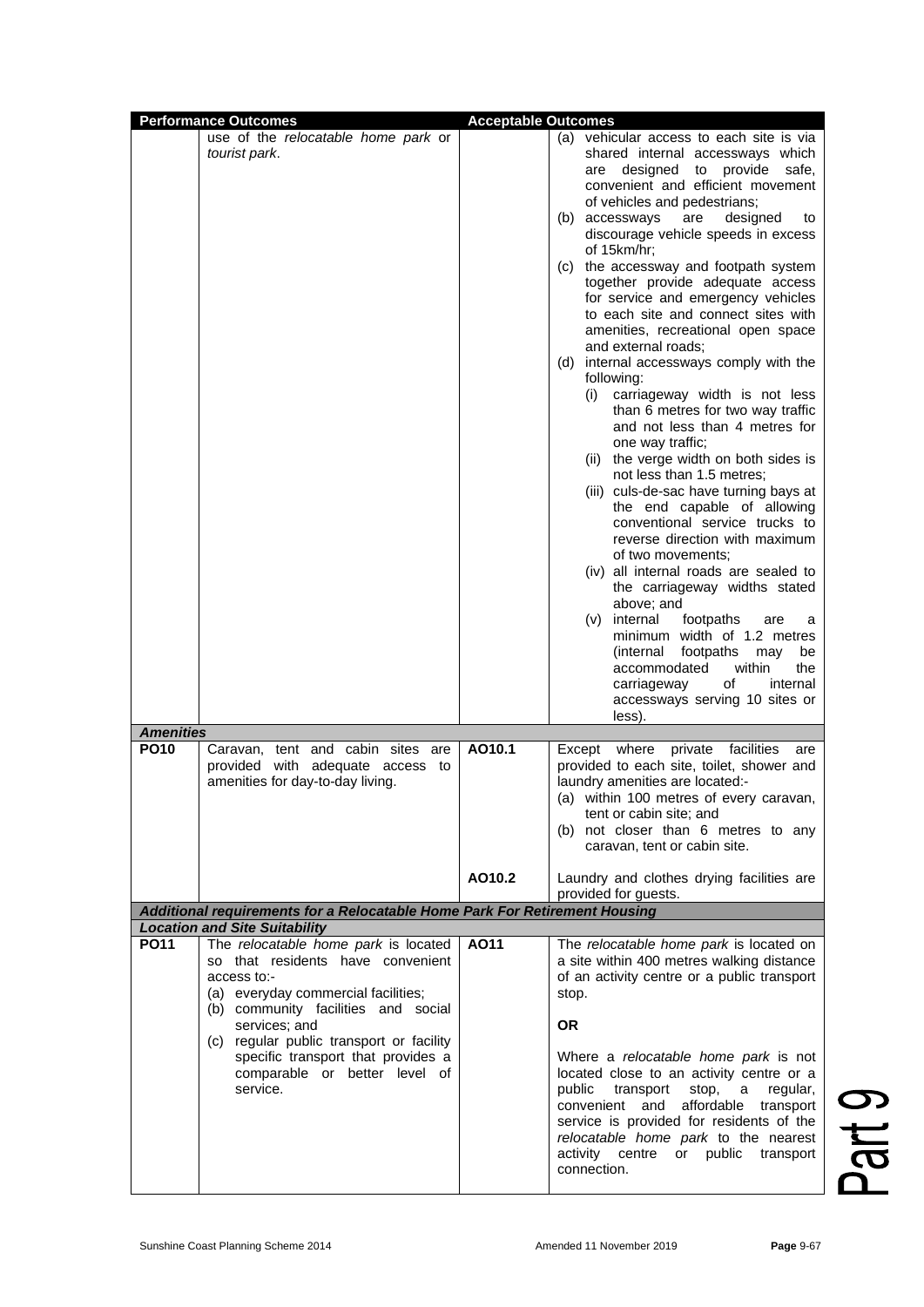| Performance Outcomes | | Acceptable Outcomes | |
|---|---|---|---|
| | use of the *relocatable home park* or *tourist park*. | | (a) vehicular access to each site is via shared internal accessways which are designed to provide safe, convenient and efficient movement of vehicles and pedestrians;<br>(b) accessways are designed to discourage vehicle speeds in excess of 15km/hr;<br>(c) the accessway and footpath system together provide adequate access for service and emergency vehicles to each site and connect sites with amenities, recreational open space and external roads;<br>(d) internal accessways comply with the following:<br>(i) carriageway width is not less than 6 metres for two way traffic and not less than 4 metres for one way traffic;<br>(ii) the verge width on both sides is not less than 1.5 metres;<br>(iii) culs-de-sac have turning bays at the end capable of allowing conventional service trucks to reverse direction with maximum of two movements;<br>(iv) all internal roads are sealed to the carriageway widths stated above; and<br>(v) internal footpaths are a minimum width of 1.2 metres (internal footpaths may be accommodated within the carriageway of internal accessways serving 10 sites or less). |
| ***Amenities*** | | | |
| **PO10** | Caravan, tent and cabin sites are provided with adequate access to amenities for day-to-day living. | AO10.1 | Except where private facilities are provided to each site, toilet, shower and laundry amenities are located:-<br>(a) within 100 metres of every caravan, tent or cabin site; and<br>(b) not closer than 6 metres to any caravan, tent or cabin site. |
| | | AO10.2 | Laundry and clothes drying facilities are provided for guests. |
| ***Additional requirements for a Relocatable Home Park For Retirement Housing*** | | | |
| ***Location and Site Suitability*** | | | |
| **PO11** | The *relocatable home park* is located so that residents have convenient access to:-<br>(a) everyday commercial facilities;<br>(b) community facilities and social services; and<br>(c) regular public transport or facility specific transport that provides a comparable or better level of service. | **AO11** | The *relocatable home park* is located on a site within 400 metres walking distance of an activity centre or a public transport stop.<br><br>**OR**<br><br>Where a *relocatable home park* is not located close to an activity centre or a public transport stop, a regular, convenient and affordable transport service is provided for residents of the *relocatable home park* to the nearest activity centre or public transport connection. |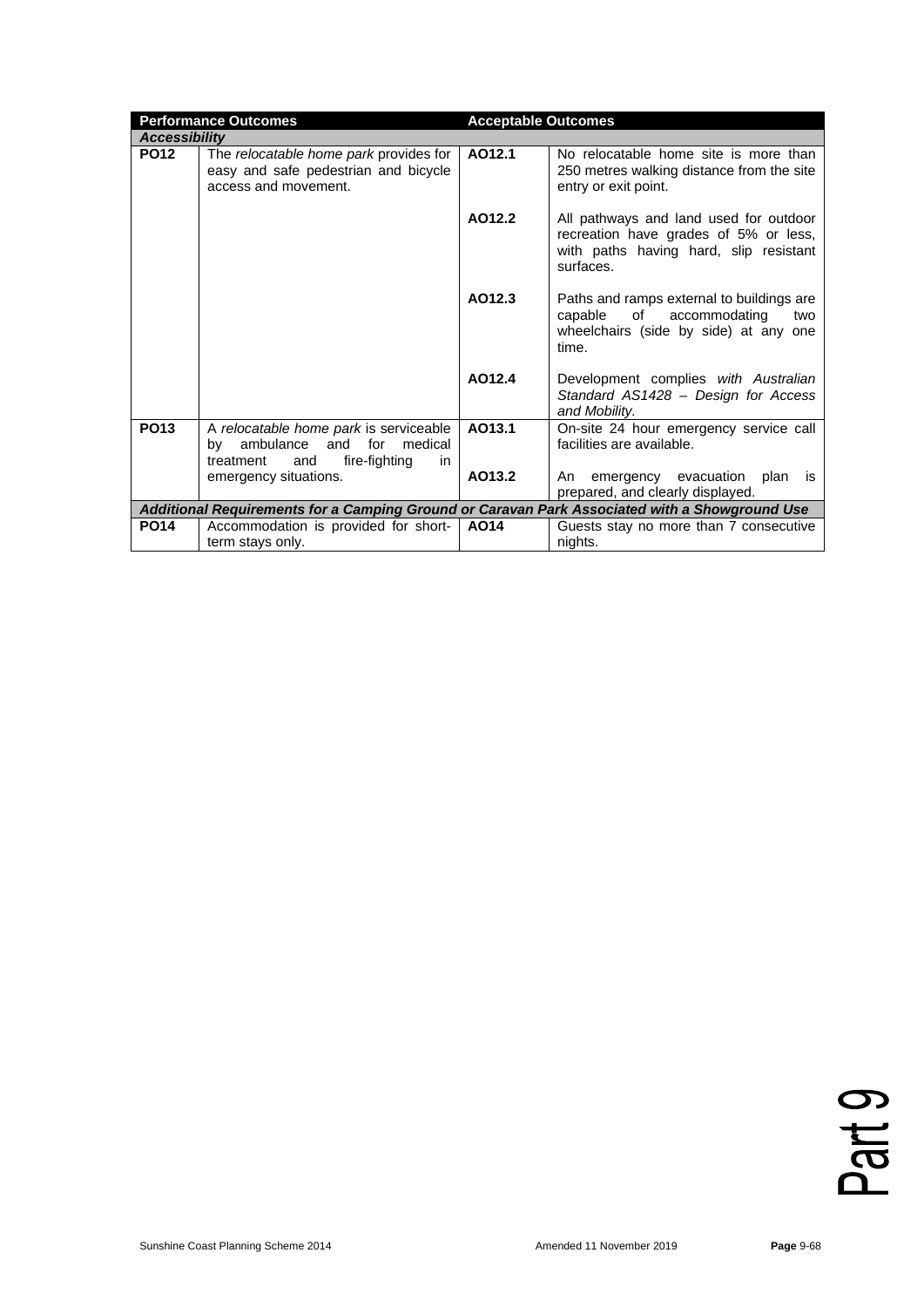| Performance Outcomes | | Acceptable Outcomes | |
|---|---|---|---|
| ***Accessibility*** | | | |
| **PO12** | The *relocatable home park* provides for easy and safe pedestrian and bicycle access and movement. | **AO12.1** | No relocatable home site is more than 250 metres walking distance from the site entry or exit point. |
| | | **AO12.2** | All pathways and land used for outdoor recreation have grades of 5% or less, with paths having hard, slip resistant surfaces. |
| | | **AO12.3** | Paths and ramps external to buildings are capable of accommodating two wheelchairs (side by side) at any one time. |
| | | **AO12.4** | Development complies *with Australian Standard AS1428 – Design for Access and Mobility.* |
| **PO13** | A *relocatable home park* is serviceable by ambulance and for medical treatment and fire-fighting in emergency situations. | **AO13.1** | On-site 24 hour emergency service call facilities are available. |
| | | **AO13.2** | An emergency evacuation plan is prepared, and clearly displayed. |
| ***Additional Requirements for a Camping Ground or Caravan Park Associated with a Showground Use*** | | | |
| **PO14** | Accommodation is provided for short-term stays only. | **AO14** | Guests stay no more than 7 consecutive nights. |